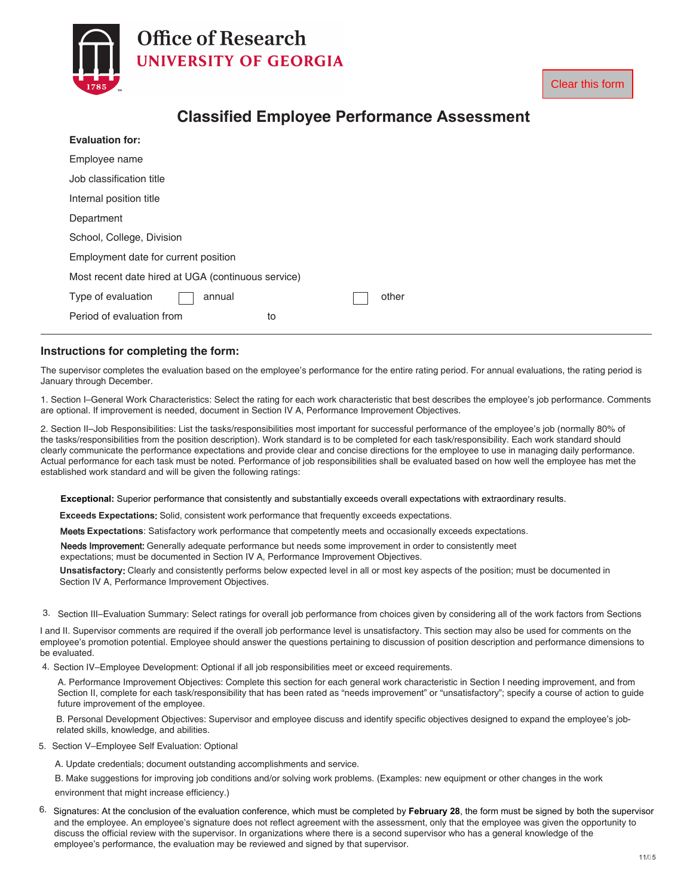Office of Research
UNIVERSITY OF GEORGIA

Clear this form

# Classified Employee Performance Assessment

**Evaluation for:**

Employee name

Job classification title

Internal position title

Department

School, College, Division

Employment date for current position

Most recent date hired at UGA (continuous service)

Type of evaluation ☐ annual ☐ other

Period of evaluation from to

---

## Instructions for completing the form:

The supervisor completes the evaluation based on the employee's performance for the entire rating period. For annual evaluations, the rating period is January through December.

1. Section I–General Work Characteristics: Select the rating for each work characteristic that best describes the employee's job performance. Comments are optional. If improvement is needed, document in Section IV A, Performance Improvement Objectives.

2. Section II–Job Responsibilities: List the tasks/responsibilities most important for successful performance of the employee's job (normally 80% of the tasks/responsibilities from the position description). Work standard is to be completed for each task/responsibility. Each work standard should clearly communicate the performance expectations and provide clear and concise directions for the employee to use in managing daily performance. Actual performance for each task must be noted. Performance of job responsibilities shall be evaluated based on how well the employee has met the established work standard and will be given the following ratings:

   **Exceptional:** Superior performance that consistently and substantially exceeds overall expectations with extraordinary results.

   **Exceeds Expectations:** Solid, consistent work performance that frequently exceeds expectations.

   **Meets Expectations**: Satisfactory work performance that competently meets and occasionally exceeds expectations.

   **Needs Improvement:** Generally adequate performance but needs some improvement in order to consistently meet expectations; must be documented in Section IV A, Performance Improvement Objectives.

   **Unsatisfactory:** Clearly and consistently performs below expected level in all or most key aspects of the position; must be documented in Section IV A, Performance Improvement Objectives.

3. Section III–Evaluation Summary: Select ratings for overall job performance from choices given by considering all of the work factors from Sections I and II. Supervisor comments are required if the overall job performance level is unsatisfactory. This section may also be used for comments on the employee's promotion potential. Employee should answer the questions pertaining to discussion of position description and performance dimensions to be evaluated.

4. Section IV–Employee Development: Optional if all job responsibilities meet or exceed requirements.

   A. Performance Improvement Objectives: Complete this section for each general work characteristic in Section I needing improvement, and from Section II, complete for each task/responsibility that has been rated as "needs improvement" or "unsatisfactory"; specify a course of action to guide future improvement of the employee.

   B. Personal Development Objectives: Supervisor and employee discuss and identify specific objectives designed to expand the employee's job-related skills, knowledge, and abilities.

5. Section V–Employee Self Evaluation: Optional

   A. Update credentials; document outstanding accomplishments and service.

   B. Make suggestions for improving job conditions and/or solving work problems. (Examples: new equipment or other changes in the work environment that might increase efficiency.)

6. Signatures: At the conclusion of the evaluation conference, which must be completed by **February 28**, the form must be signed by both the supervisor and the employee. An employee's signature does not reflect agreement with the assessment, only that the employee was given the opportunity to discuss the official review with the supervisor. In organizations where there is a second supervisor who has a general knowledge of the employee's performance, the evaluation may be reviewed and signed by that supervisor.

11/15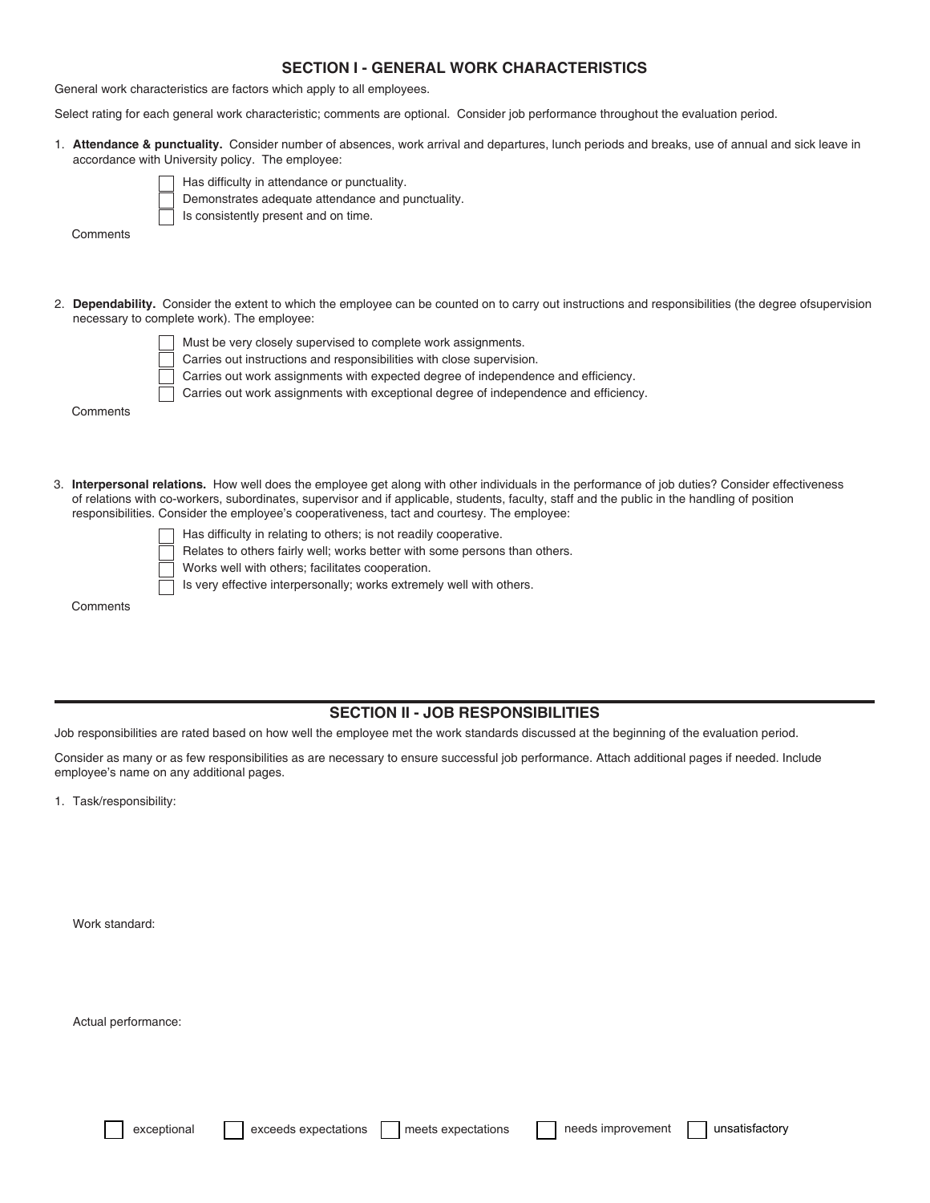## SECTION I - GENERAL WORK CHARACTERISTICS

General work characteristics are factors which apply to all employees.

Select rating for each general work characteristic; comments are optional. Consider job performance throughout the evaluation period.

1. **Attendance & punctuality.** Consider number of absences, work arrival and departures, lunch periods and breaks, use of annual and sick leave in accordance with University policy. The employee:

   - ☐ Has difficulty in attendance or punctuality.
   - ☐ Demonstrates adequate attendance and punctuality.
   - ☐ Is consistently present and on time.

   Comments

2. **Dependability.** Consider the extent to which the employee can be counted on to carry out instructions and responsibilities (the degree ofsupervision necessary to complete work). The employee:

   - ☐ Must be very closely supervised to complete work assignments.
   - ☐ Carries out instructions and responsibilities with close supervision.
   - ☐ Carries out work assignments with expected degree of independence and efficiency.
   - ☐ Carries out work assignments with exceptional degree of independence and efficiency.

   Comments

3. **Interpersonal relations.** How well does the employee get along with other individuals in the performance of job duties? Consider effectiveness of relations with co-workers, subordinates, supervisor and if applicable, students, faculty, staff and the public in the handling of position responsibilities. Consider the employee's cooperativeness, tact and courtesy. The employee:

   - ☐ Has difficulty in relating to others; is not readily cooperative.
   - ☐ Relates to others fairly well; works better with some persons than others.
   - ☐ Works well with others; facilitates cooperation.
   - ☐ Is very effective interpersonally; works extremely well with others.

   Comments

---

## SECTION II - JOB RESPONSIBILITIES

Job responsibilities are rated based on how well the employee met the work standards discussed at the beginning of the evaluation period.

Consider as many or as few responsibilities as are necessary to ensure successful job performance. Attach additional pages if needed. Include employee's name on any additional pages.

1. Task/responsibility:

   Work standard:

   Actual performance:

   ☐ exceptional ☐ exceeds expectations ☐ meets expectations ☐ needs improvement ☐ unsatisfactory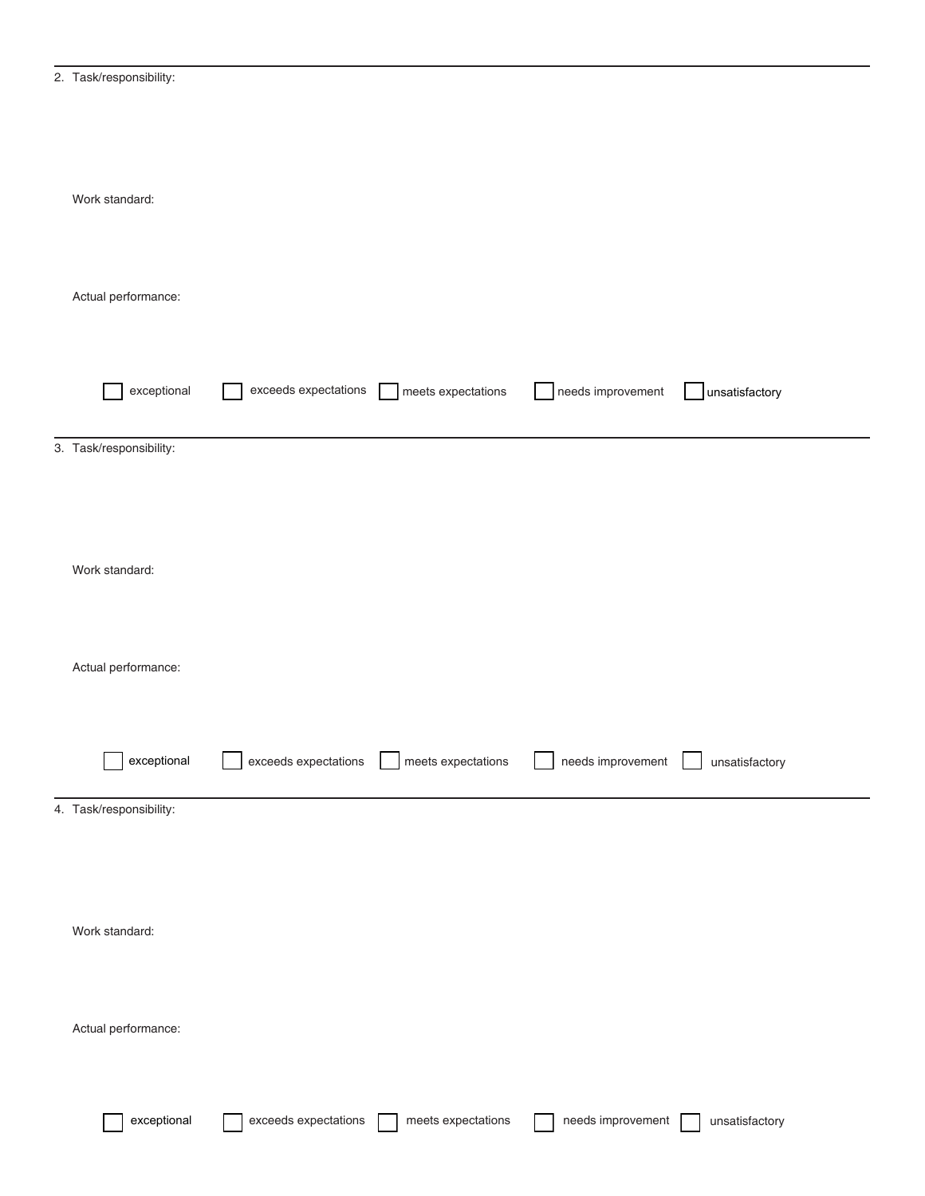---

2. Task/responsibility:

   Work standard:

   Actual performance:

   ☐ exceptional ☐ exceeds expectations ☐ meets expectations ☐ needs improvement ☐ unsatisfactory

---

3. Task/responsibility:

   Work standard:

   Actual performance:

   ☐ exceptional ☐ exceeds expectations ☐ meets expectations ☐ needs improvement ☐ unsatisfactory

---

4. Task/responsibility:

   Work standard:

   Actual performance:

   ☐ exceptional ☐ exceeds expectations ☐ meets expectations ☐ needs improvement ☐ unsatisfactory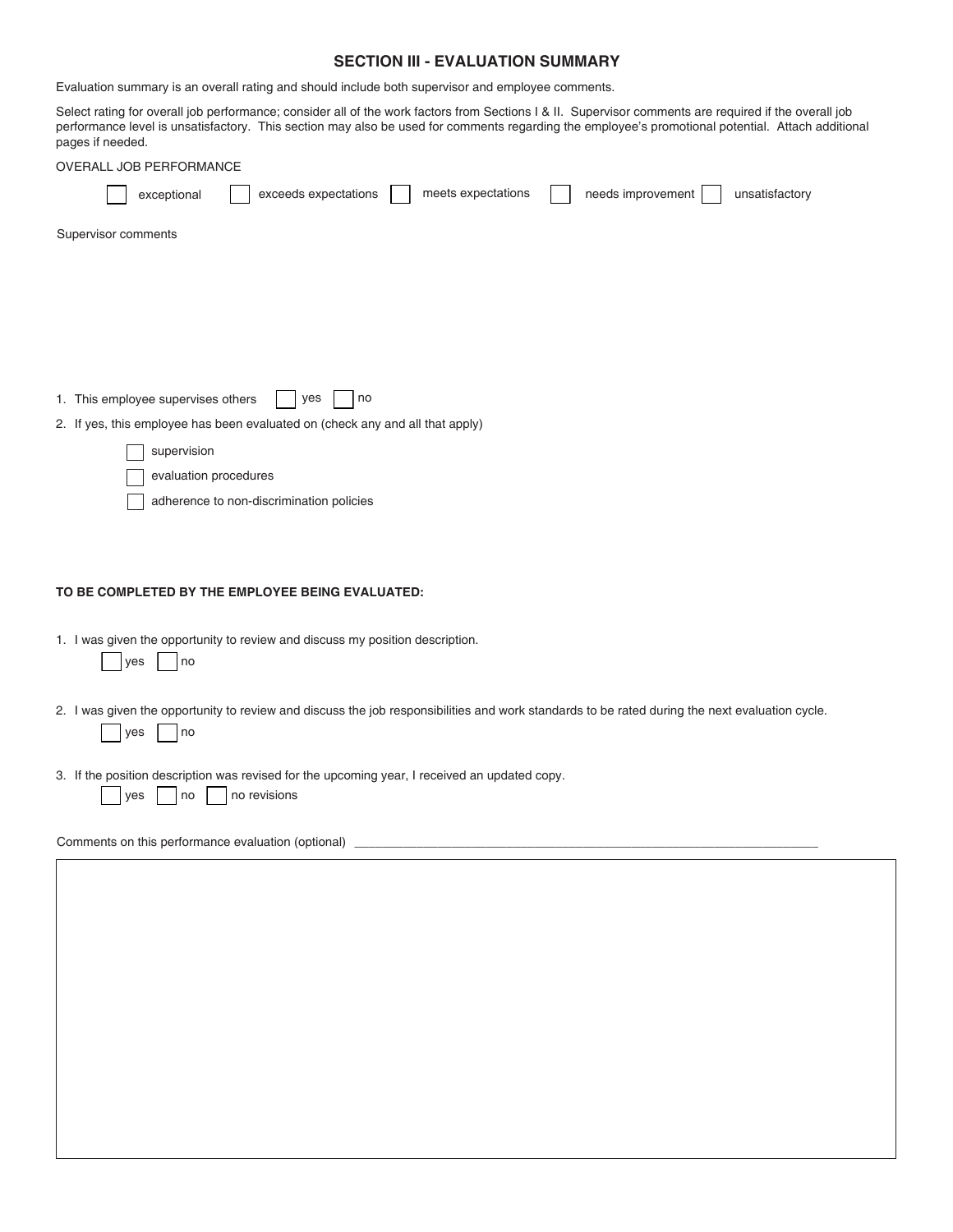## SECTION III - EVALUATION SUMMARY

Evaluation summary is an overall rating and should include both supervisor and employee comments.

Select rating for overall job performance; consider all of the work factors from Sections I & II. Supervisor comments are required if the overall job performance level is unsatisfactory. This section may also be used for comments regarding the employee's promotional potential. Attach additional pages if needed.

OVERALL JOB PERFORMANCE

☐ exceptional ☐ exceeds expectations ☐ meets expectations ☐ needs improvement ☐ unsatisfactory

Supervisor comments

1. This employee supervises others ☐ yes ☐ no
2. If yes, this employee has been evaluated on (check any and all that apply)

   ☐ supervision

   ☐ evaluation procedures

   ☐ adherence to non-discrimination policies

**TO BE COMPLETED BY THE EMPLOYEE BEING EVALUATED:**

1. I was given the opportunity to review and discuss my position description.

   ☐ yes ☐ no

2. I was given the opportunity to review and discuss the job responsibilities and work standards to be rated during the next evaluation cycle.

   ☐ yes ☐ no

3. If the position description was revised for the upcoming year, I received an updated copy.

   ☐ yes ☐ no ☐ no revisions

Comments on this performance evaluation (optional) ____________________________________________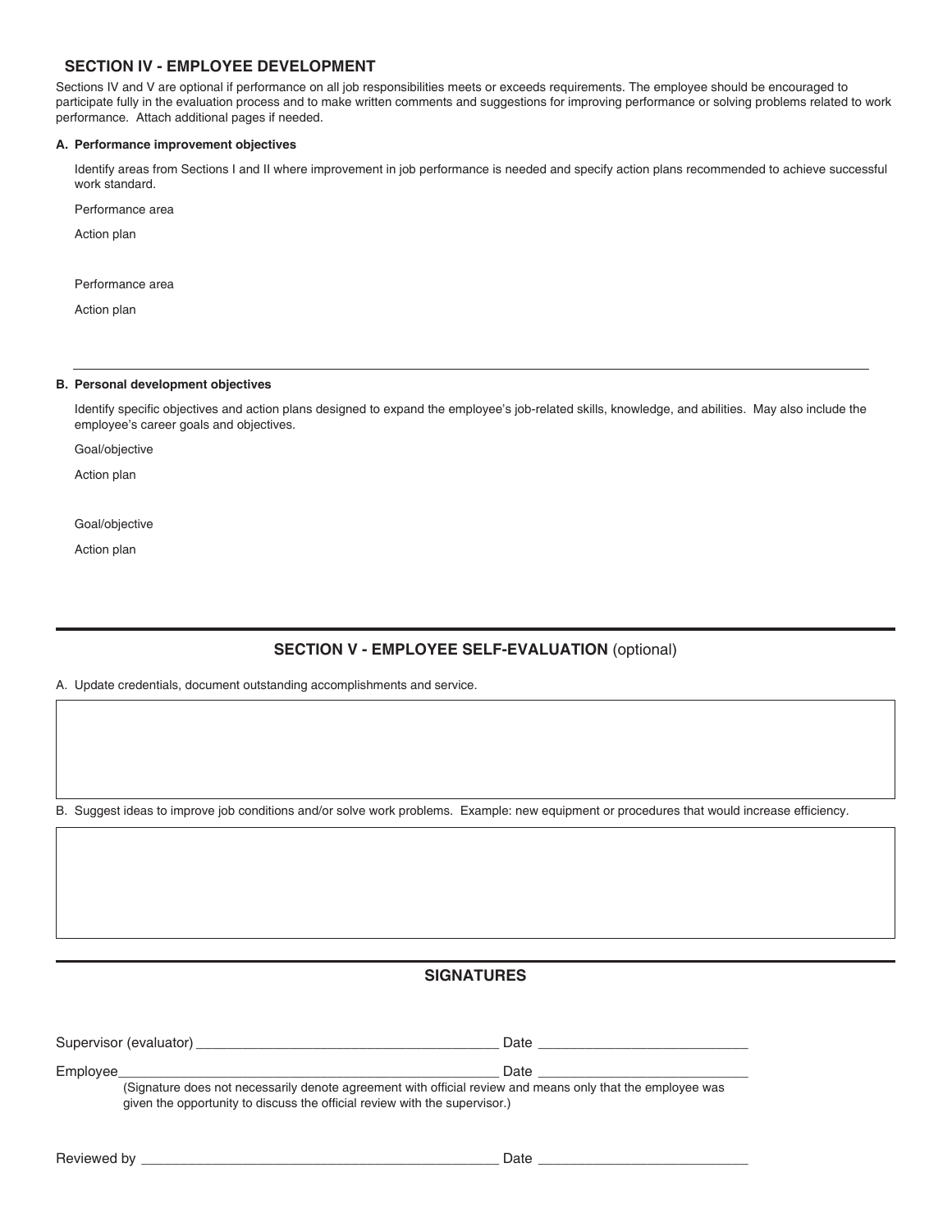## SECTION IV - EMPLOYEE DEVELOPMENT

Sections IV and V are optional if performance on all job responsibilities meets or exceeds requirements. The employee should be encouraged to participate fully in the evaluation process and to make written comments and suggestions for improving performance or solving problems related to work performance. Attach additional pages if needed.

**A. Performance improvement objectives**

Identify areas from Sections I and II where improvement in job performance is needed and specify action plans recommended to achieve successful work standard.

Performance area

Action plan

Performance area

Action plan

---

**B. Personal development objectives**

Identify specific objectives and action plans designed to expand the employee's job-related skills, knowledge, and abilities. May also include the employee's career goals and objectives.

Goal/objective

Action plan

Goal/objective

Action plan

---

## SECTION V - EMPLOYEE SELF-EVALUATION (optional)

A. Update credentials, document outstanding accomplishments and service.

B. Suggest ideas to improve job conditions and/or solve work problems. Example: new equipment or procedures that would increase efficiency.

---

## SIGNATURES

Supervisor (evaluator) ________________________________________ Date ____________________________

Employee____________________________________________________ Date ____________________________

(Signature does not necessarily denote agreement with official review and means only that the employee was given the opportunity to discuss the official review with the supervisor.)

Reviewed by ________________________________________________ Date ____________________________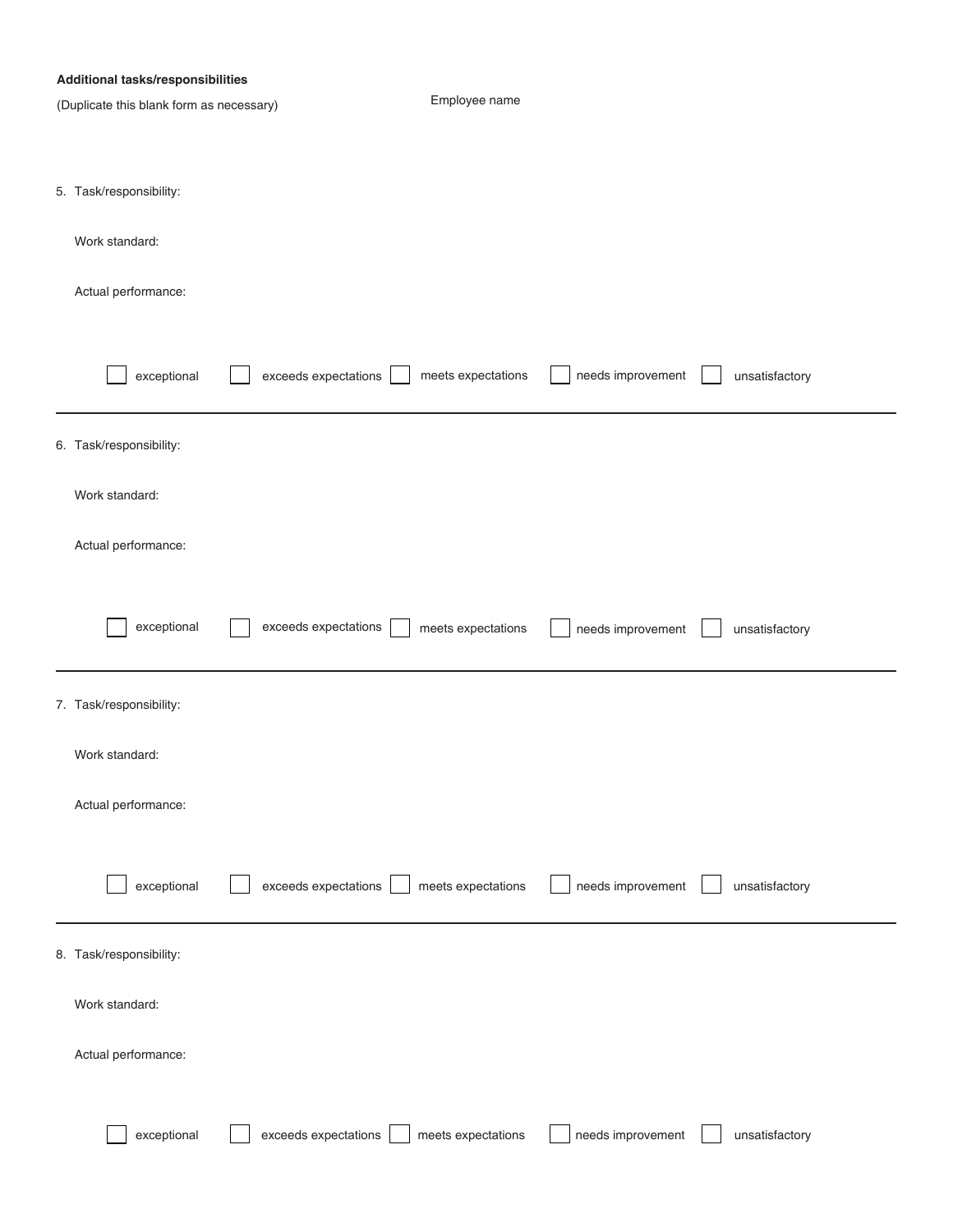**Additional tasks/responsibilities**

(Duplicate this blank form as necessary)

Employee name

5. Task/responsibility:

   Work standard:

   Actual performance:

   ☐ exceptional ☐ exceeds expectations ☐ meets expectations ☐ needs improvement ☐ unsatisfactory

---

6. Task/responsibility:

   Work standard:

   Actual performance:

   ☐ exceptional ☐ exceeds expectations ☐ meets expectations ☐ needs improvement ☐ unsatisfactory

---

7. Task/responsibility:

   Work standard:

   Actual performance:

   ☐ exceptional ☐ exceeds expectations ☐ meets expectations ☐ needs improvement ☐ unsatisfactory

---

8. Task/responsibility:

   Work standard:

   Actual performance:

   ☐ exceptional ☐ exceeds expectations ☐ meets expectations ☐ needs improvement ☐ unsatisfactory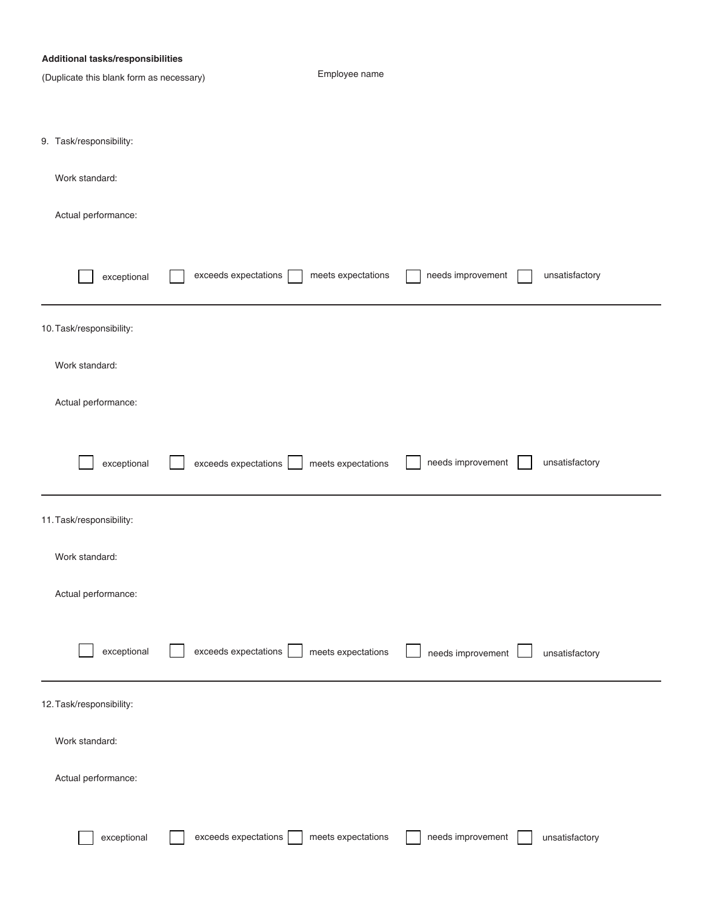**Additional tasks/responsibilities**

(Duplicate this blank form as necessary)

Employee name

9. Task/responsibility:

   Work standard:

   Actual performance:

   ☐ exceptional ☐ exceeds expectations ☐ meets expectations ☐ needs improvement ☐ unsatisfactory

---

10. Task/responsibility:

    Work standard:

    Actual performance:

    ☐ exceptional ☐ exceeds expectations ☐ meets expectations ☐ needs improvement ☐ unsatisfactory

---

11. Task/responsibility:

    Work standard:

    Actual performance:

    ☐ exceptional ☐ exceeds expectations ☐ meets expectations ☐ needs improvement ☐ unsatisfactory

---

12. Task/responsibility:

    Work standard:

    Actual performance:

    ☐ exceptional ☐ exceeds expectations ☐ meets expectations ☐ needs improvement ☐ unsatisfactory